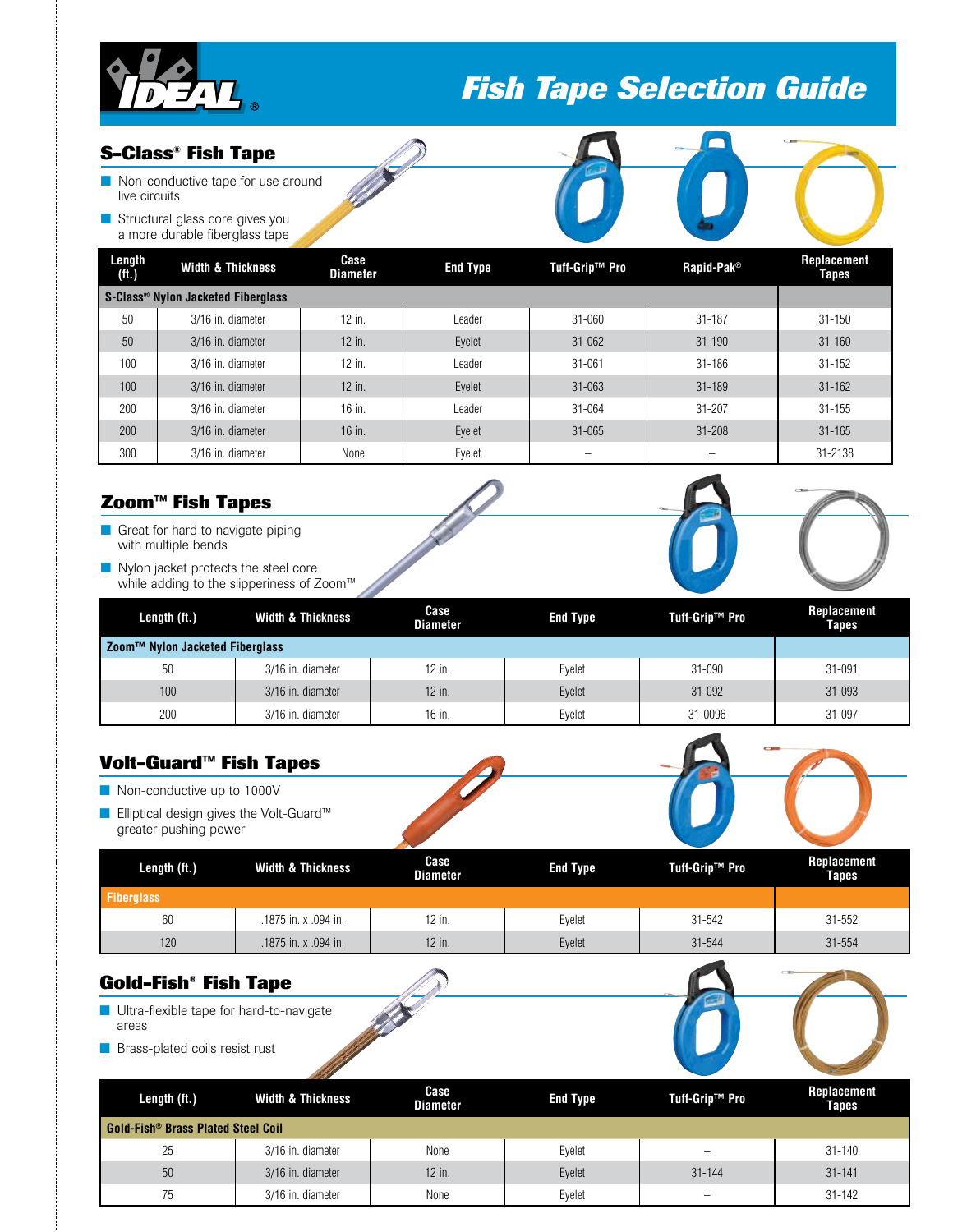# Fish Tape Selection Guide

## S-Class® Fish Tape

- Non-conductive tape for use around live circuits
- Structural glass core gives you a more durable fiberglass tape

| Length (ft.) | Width & Thickness | Case Diameter | End Type | Tuff-Grip™ Pro | Rapid-Pak® | Replacement Tapes |
|---|---|---|---|---|---|---|
| **S-Class® Nylon Jacketed Fiberglass** | | | | | | |
| 50 | 3/16 in. diameter | 12 in. | Leader | 31-060 | 31-187 | 31-150 |
| 50 | 3/16 in. diameter | 12 in. | Eyelet | 31-062 | 31-190 | 31-160 |
| 100 | 3/16 in. diameter | 12 in. | Leader | 31-061 | 31-186 | 31-152 |
| 100 | 3/16 in. diameter | 12 in. | Eyelet | 31-063 | 31-189 | 31-162 |
| 200 | 3/16 in. diameter | 16 in. | Leader | 31-064 | 31-207 | 31-155 |
| 200 | 3/16 in. diameter | 16 in. | Eyelet | 31-065 | 31-208 | 31-165 |
| 300 | 3/16 in. diameter | None | Eyelet | – | – | 31-2138 |

## Zoom™ Fish Tapes

- Great for hard to navigate piping with multiple bends
- Nylon jacket protects the steel core while adding to the slipperiness of Zoom™

| Length (ft.) | Width & Thickness | Case Diameter | End Type | Tuff-Grip™ Pro | Replacement Tapes |
|---|---|---|---|---|---|
| **Zoom™ Nylon Jacketed Fiberglass** | | | | | |
| 50 | 3/16 in. diameter | 12 in. | Eyelet | 31-090 | 31-091 |
| 100 | 3/16 in. diameter | 12 in. | Eyelet | 31-092 | 31-093 |
| 200 | 3/16 in. diameter | 16 in. | Eyelet | 31-0096 | 31-097 |

## Volt-Guard™ Fish Tapes

- Non-conductive up to 1000V
- Elliptical design gives the Volt-Guard™ greater pushing power

| Length (ft.) | Width & Thickness | Case Diameter | End Type | Tuff-Grip™ Pro | Replacement Tapes |
|---|---|---|---|---|---|
| **Fiberglass** | | | | | |
| 60 | .1875 in. x .094 in. | 12 in. | Eyelet | 31-542 | 31-552 |
| 120 | .1875 in. x .094 in. | 12 in. | Eyelet | 31-544 | 31-554 |

## Gold-Fish® Fish Tape

- Ultra-flexible tape for hard-to-navigate areas
- Brass-plated coils resist rust

| Length (ft.) | Width & Thickness | Case Diameter | End Type | Tuff-Grip™ Pro | Replacement Tapes |
|---|---|---|---|---|---|
| **Gold-Fish® Brass Plated Steel Coil** | | | | | |
| 25 | 3/16 in. diameter | None | Eyelet | – | 31-140 |
| 50 | 3/16 in. diameter | 12 in. | Eyelet | 31-144 | 31-141 |
| 75 | 3/16 in. diameter | None | Eyelet | – | 31-142 |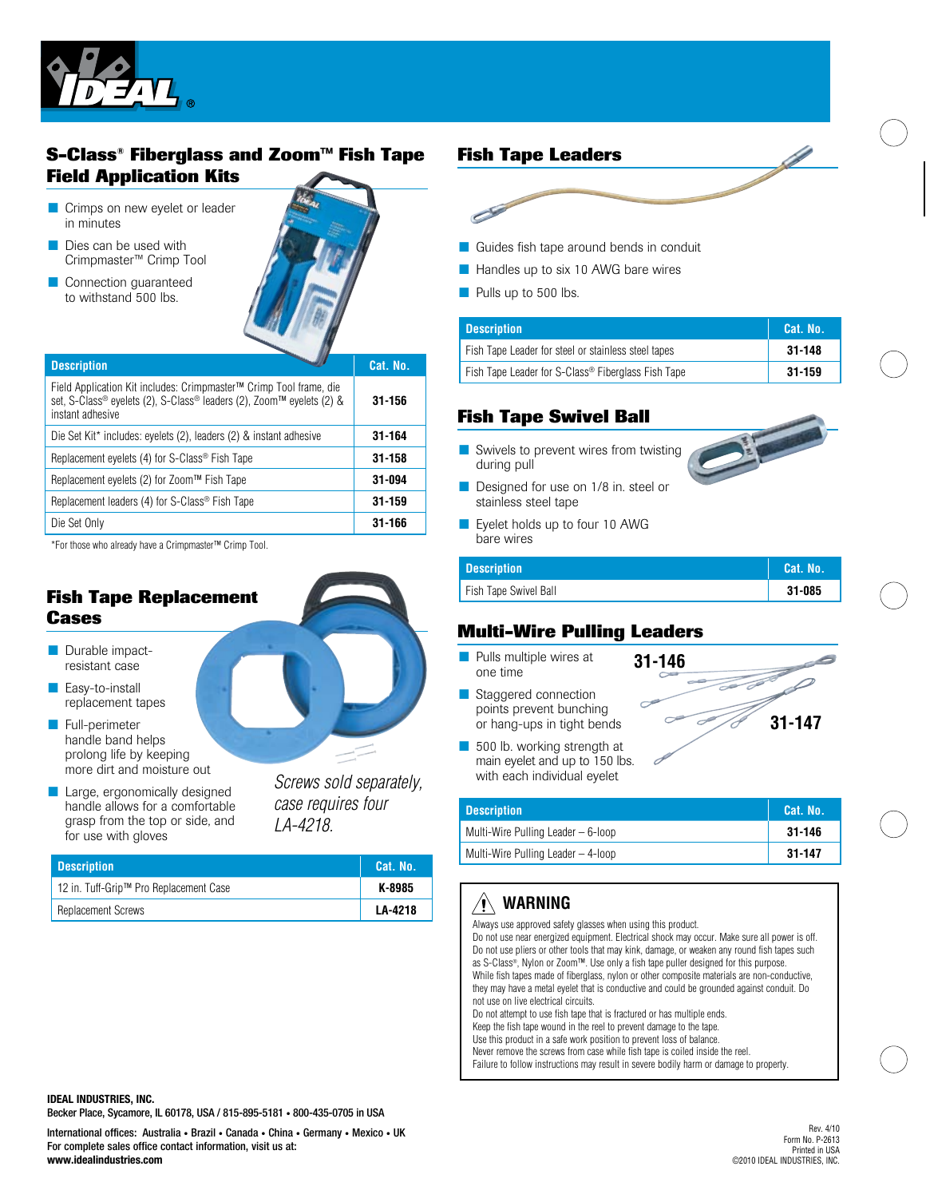## S-Class® Fiberglass and Zoom™ Fish Tape Field Application Kits

- Crimps on new eyelet or leader in minutes
- Dies can be used with Crimpmaster™ Crimp Tool
- Connection guaranteed to withstand 500 lbs.

| Description | Cat. No. |
|---|---|
| Field Application Kit includes: Crimpmaster™ Crimp Tool frame, die set, S-Class® eyelets (2), S-Class® leaders (2), Zoom™ eyelets (2) & instant adhesive | 31-156 |
| Die Set Kit* includes: eyelets (2), leaders (2) & instant adhesive | 31-164 |
| Replacement eyelets (4) for S-Class® Fish Tape | 31-158 |
| Replacement eyelets (2) for Zoom™ Fish Tape | 31-094 |
| Replacement leaders (4) for S-Class® Fish Tape | 31-159 |
| Die Set Only | 31-166 |

*For those who already have a Crimpmaster™ Crimp Tool.

## Fish Tape Replacement Cases

- Durable impact-resistant case
- Easy-to-install replacement tapes
- Full-perimeter handle band helps prolong life by keeping more dirt and moisture out
- Large, ergonomically designed handle allows for a comfortable grasp from the top or side, and for use with gloves

*Screws sold separately, case requires four LA-4218.*

| Description | Cat. No. |
|---|---|
| 12 in. Tuff-Grip™ Pro Replacement Case | K-8985 |
| Replacement Screws | LA-4218 |

## Fish Tape Leaders

- Guides fish tape around bends in conduit
- Handles up to six 10 AWG bare wires
- Pulls up to 500 lbs.

| Description | Cat. No. |
|---|---|
| Fish Tape Leader for steel or stainless steel tapes | 31-148 |
| Fish Tape Leader for S-Class® Fiberglass Fish Tape | 31-159 |

## Fish Tape Swivel Ball

- Swivels to prevent wires from twisting during pull
- Designed for use on 1/8 in. steel or stainless steel tape
- Eyelet holds up to four 10 AWG bare wires

| Description | Cat. No. |
|---|---|
| Fish Tape Swivel Ball | 31-085 |

## Multi-Wire Pulling Leaders

- Pulls multiple wires at one time
- Staggered connection points prevent bunching or hang-ups in tight bends
- 500 lb. working strength at main eyelet and up to 150 lbs. with each individual eyelet

31-146

31-147

| Description | Cat. No. |
|---|---|
| Multi-Wire Pulling Leader – 6-loop | 31-146 |
| Multi-Wire Pulling Leader – 4-loop | 31-147 |

### ⚠ WARNING

Always use approved safety glasses when using this product.
Do not use near energized equipment. Electrical shock may occur. Make sure all power is off.
Do not use pliers or other tools that may kink, damage, or weaken any round fish tapes such as S-Class®, Nylon or Zoom™. Use only a fish tape puller designed for this purpose.
While fish tapes made of fiberglass, nylon or other composite materials are non-conductive, they may have a metal eyelet that is conductive and could be grounded against conduit. Do not use on live electrical circuits.
Do not attempt to use fish tape that is fractured or has multiple ends.
Keep the fish tape wound in the reel to prevent damage to the tape.
Use this product in a safe work position to prevent loss of balance.
Never remove the screws from case while fish tape is coiled inside the reel.
Failure to follow instructions may result in severe bodily harm or damage to property.

**IDEAL INDUSTRIES, INC.**
**Becker Place, Sycamore, IL 60178, USA / 815-895-5181 • 800-435-0705 in USA**

**International offices: Australia • Brazil • Canada • China • Germany • Mexico • UK**
**For complete sales office contact information, visit us at:**
**www.idealindustries.com**

Rev. 4/10
Form No. P-2613
Printed in USA
©2010 IDEAL INDUSTRIES, INC.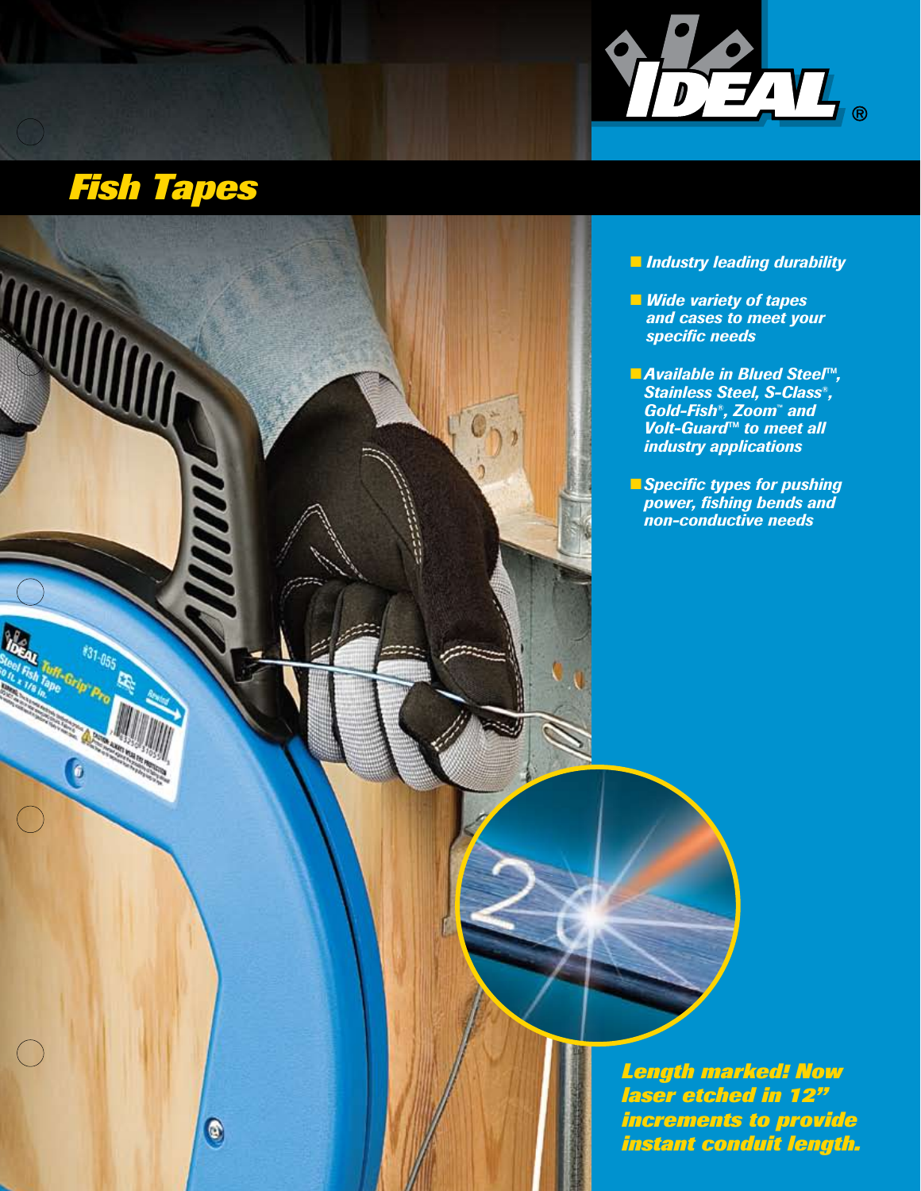# Fish Tapes

- Industry leading durability
- Wide variety of tapes and cases to meet your specific needs
- Available in Blued Steel™, Stainless Steel, S-Class®, Gold-Fish®, Zoom™ and Volt-Guard™ to meet all industry applications
- Specific types for pushing power, fishing bends and non-conductive needs

***Length marked! Now laser etched in 12" increments to provide instant conduit length.***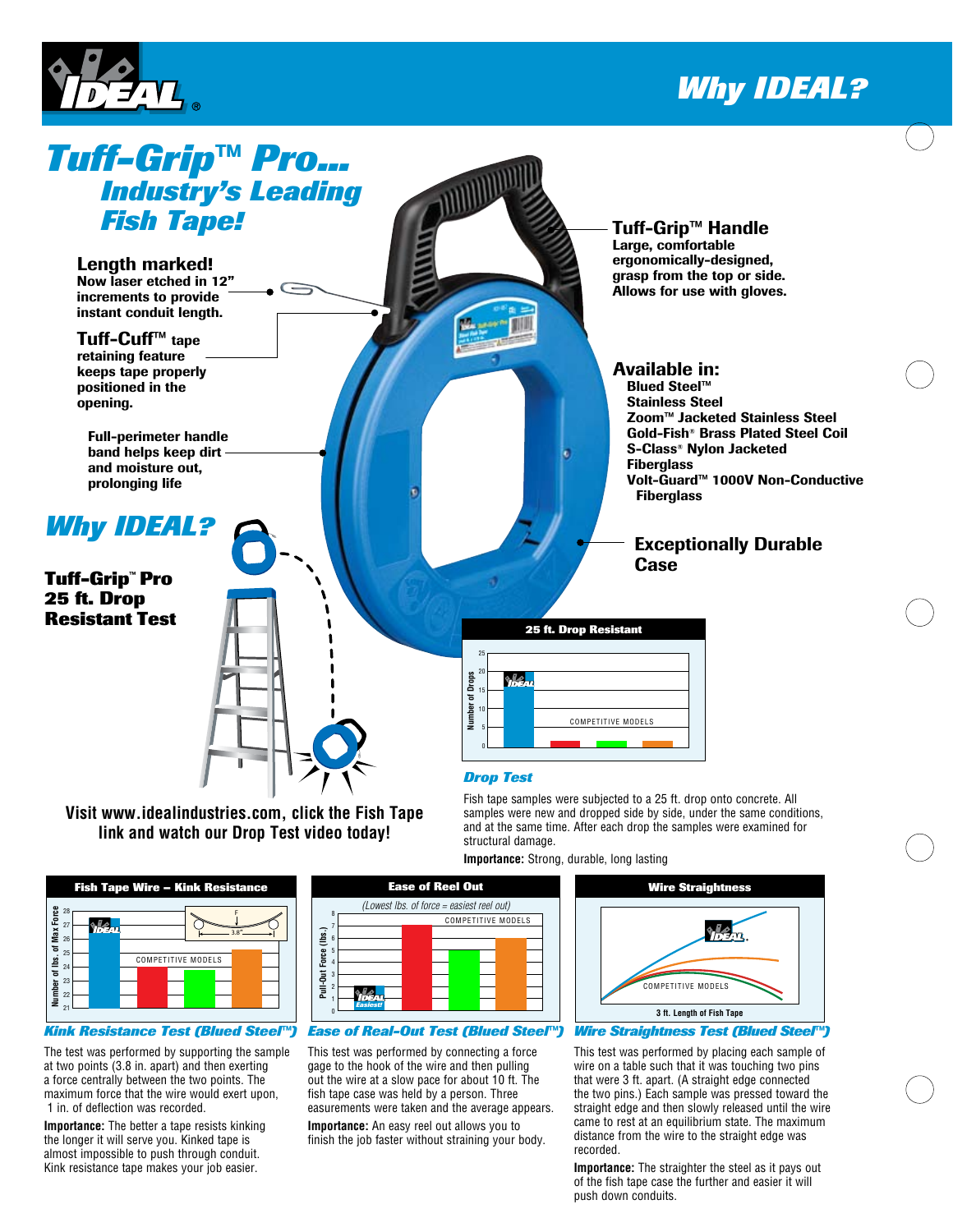# Why IDEAL?

# Tuff-Grip™ Pro... Industry's Leading Fish Tape!

**Length marked!**
Now laser etched in 12" increments to provide instant conduit length.

**Tuff-Cuff™ tape** retaining feature keeps tape properly positioned in the opening.

**Full-perimeter handle band helps keep dirt and moisture out, prolonging life**

**Tuff-Grip™ Handle**
Large, comfortable ergonomically-designed, grasp from the top or side. Allows for use with gloves.

**Available in:**
- Blued Steel™
- Stainless Steel
- Zoom™ Jacketed Stainless Steel
- Gold-Fish® Brass Plated Steel Coil
- S-Class® Nylon Jacketed
- Fiberglass
- Volt-Guard™ 1000V Non-Conductive Fiberglass

**Exceptionally Durable Case**

## Why IDEAL?

**Tuff-Grip™ Pro 25 ft. Drop Resistant Test**

**25 ft. Drop Resistant** (Number of Drops: IDEAL vs. COMPETITIVE MODELS)

Visit www.idealindustries.com, click the Fish Tape link and watch our Drop Test video today!

### *Drop Test*

Fish tape samples were subjected to a 25 ft. drop onto concrete. All samples were new and dropped side by side, under the same conditions, and at the same time. After each drop the samples were examined for structural damage.

**Importance:** Strong, durable, long lasting

**Fish Tape Wire – Kink Resistance** (Number of lbs. of Max Force: IDEAL vs. COMPETITIVE MODELS; F, 3.8")

**Ease of Reel Out** (Lowest lbs. of force = easiest reel out) (Pull-Out Force (lbs.): IDEAL Easiest! vs. COMPETITIVE MODELS)

**Wire Straightness** (IDEAL vs. COMPETITIVE MODELS; 3 ft. Length of Fish Tape)

### *Kink Resistance Test (Blued Steel™)*

The test was performed by supporting the sample at two points (3.8 in. apart) and then exerting a force centrally between the two points. The maximum force that the wire would exert upon, 1 in. of deflection was recorded.

**Importance:** The better a tape resists kinking the longer it will serve you. Kinked tape is almost impossible to push through conduit. Kink resistance tape makes your job easier.

### *Ease of Real-Out Test (Blued Steel™)*

This test was performed by connecting a force gage to the hook of the wire and then pulling out the wire at a slow pace for about 10 ft. The fish tape case was held by a person. Three easurements were taken and the average appears.

**Importance:** An easy reel out allows you to finish the job faster without straining your body.

### *Wire Straightness Test (Blued Steel™)*

This test was performed by placing each sample of wire on a table such that it was touching two pins that were 3 ft. apart. (A straight edge connected the two pins.) Each sample was pressed toward the straight edge and then slowly released until the wire came to rest at an equilibrium state. The maximum distance from the wire to the straight edge was recorded.

**Importance:** The straighter the steel as it pays out of the fish tape case the further and easier it will push down conduits.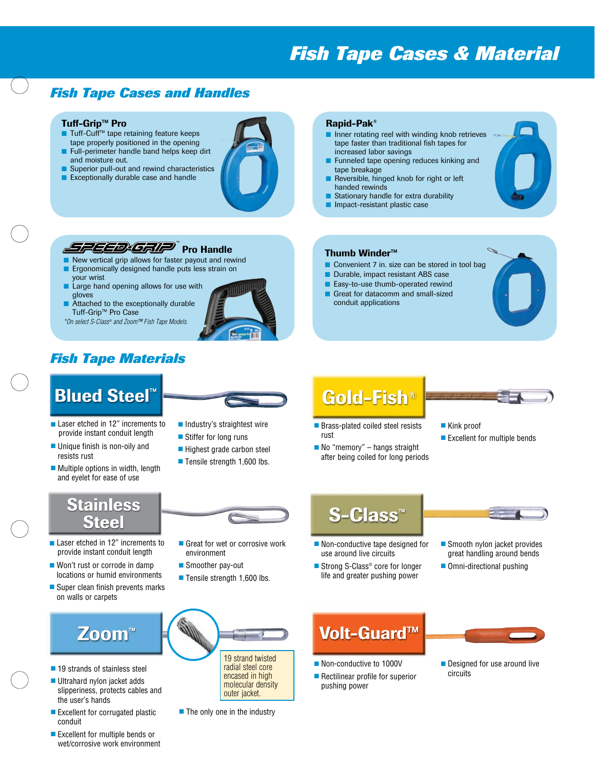# Fish Tape Cases & Material

## Fish Tape Cases and Handles

### Tuff-Grip™ Pro

- Tuff-Cuff™ tape retaining feature keeps tape properly positioned in the opening
- Full-perimeter handle band helps keep dirt and moisture out.
- Superior pull-out and rewind characteristics
- Exceptionally durable case and handle

### Rapid-Pak®

- Inner rotating reel with winding knob retrieves tape faster than traditional fish tapes for increased labor savings
- Funneled tape opening reduces kinking and tape breakage
- Reversible, hinged knob for right or left handed rewinds
- Stationary handle for extra durability
- Impact-resistant plastic case

### SPEED-GRIP™ Pro Handle

- New vertical grip allows for faster payout and rewind
- Ergonomically designed handle puts less strain on your wrist
- Large hand opening allows for use with gloves
- Attached to the exceptionally durable Tuff-Grip™ Pro Case

*\*On select S-Class® and Zoom™ Fish Tape Models.*

### Thumb Winder™

- Convenient 7 in. size can be stored in tool bag
- Durable, impact resistant ABS case
- Easy-to-use thumb-operated rewind
- Great for datacomm and small-sized conduit applications

## Fish Tape Materials

### Blued Steel™

- Laser etched in 12" increments to provide instant conduit length
- Unique finish is non-oily and resists rust
- Multiple options in width, length and eyelet for ease of use
- Industry's straightest wire
- Stiffer for long runs
- Highest grade carbon steel
- Tensile strength 1,600 lbs.

### Gold-Fish®

- Brass-plated coiled steel resists rust
- No "memory" – hangs straight after being coiled for long periods
- Kink proof
- Excellent for multiple bends

### Stainless Steel

- Laser etched in 12" increments to provide instant conduit length
- Won't rust or corrode in damp locations or humid environments
- Super clean finish prevents marks on walls or carpets
- Great for wet or corrosive work environment
- Smoother pay-out
- Tensile strength 1,600 lbs.

### S-Class™

- Non-conductive tape designed for use around live circuits
- Strong S-Class® core for longer life and greater pushing power
- Smooth nylon jacket provides great handling around bends
- Omni-directional pushing

### Zoom™

19 strand twisted radial steel core encased in high molecular density outer jacket.

- 19 strands of stainless steel
- Ultrahard nylon jacket adds slipperiness, protects cables and the user's hands
- Excellent for corrugated plastic conduit
- Excellent for multiple bends or wet/corrosive work environment
- The only one in the industry

### Volt-Guard™

- Non-conductive to 1000V
- Rectilinear profile for superior pushing power
- Designed for use around live circuits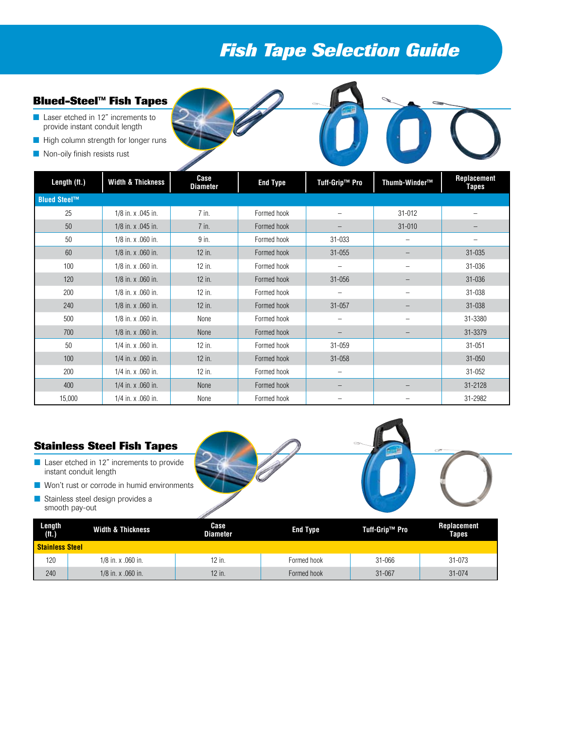# Fish Tape Selection Guide

## Blued-Steel™ Fish Tapes

- Laser etched in 12" increments to provide instant conduit length
- High column strength for longer runs
- Non-oily finish resists rust

| Length (ft.) | Width & Thickness | Case Diameter | End Type | Tuff-Grip™ Pro | Thumb-Winder™ | Replacement Tapes |
|---|---|---|---|---|---|---|
| **Blued Steel™** | | | | | | |
| 25 | 1/8 in. x .045 in. | 7 in. | Formed hook | – | 31-012 | – |
| 50 | 1/8 in. x .045 in. | 7 in. | Formed hook | – | 31-010 | – |
| 50 | 1/8 in. x .060 in. | 9 in. | Formed hook | 31-033 | – | – |
| 60 | 1/8 in. x .060 in. | 12 in. | Formed hook | 31-055 | – | 31-035 |
| 100 | 1/8 in. x .060 in. | 12 in. | Formed hook | – | – | 31-036 |
| 120 | 1/8 in. x .060 in. | 12 in. | Formed hook | 31-056 | – | 31-036 |
| 200 | 1/8 in. x .060 in. | 12 in. | Formed hook | – | – | 31-038 |
| 240 | 1/8 in. x .060 in. | 12 in. | Formed hook | 31-057 | – | 31-038 |
| 500 | 1/8 in. x .060 in. | None | Formed hook | – | – | 31-3380 |
| 700 | 1/8 in. x .060 in. | None | Formed hook | – | – | 31-3379 |
| 50 | 1/4 in. x .060 in. | 12 in. | Formed hook | 31-059 | | 31-051 |
| 100 | 1/4 in. x .060 in. | 12 in. | Formed hook | 31-058 | | 31-050 |
| 200 | 1/4 in. x .060 in. | 12 in. | Formed hook | – | | 31-052 |
| 400 | 1/4 in. x .060 in. | None | Formed hook | – | – | 31-2128 |
| 15,000 | 1/4 in. x .060 in. | None | Formed hook | – | – | 31-2982 |

## Stainless Steel Fish Tapes

- Laser etched in 12" increments to provide instant conduit length
- Won't rust or corrode in humid environments
- Stainless steel design provides a smooth pay-out

| Length (ft.) | Width & Thickness | Case Diameter | End Type | Tuff-Grip™ Pro | Replacement Tapes |
|---|---|---|---|---|---|
| **Stainless Steel** | | | | | |
| 120 | 1/8 in. x .060 in. | 12 in. | Formed hook | 31-066 | 31-073 |
| 240 | 1/8 in. x .060 in. | 12 in. | Formed hook | 31-067 | 31-074 |